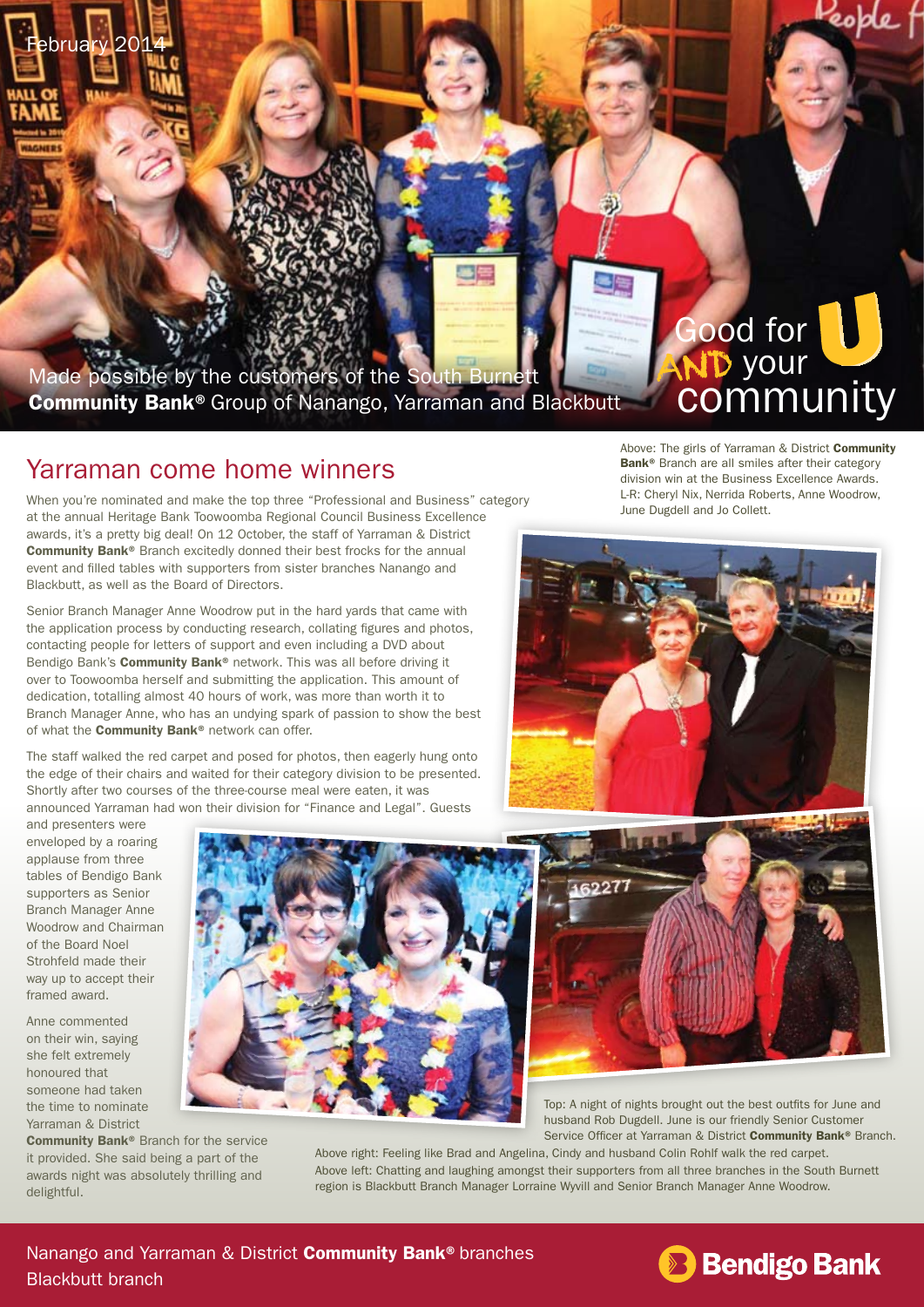February 2014

Made possible by the customers of the South Burnett **Community Bank®** Group of Nanango, Yarraman and Blackbutt

Good for U AND your community

## Yarraman come home winners

When you're nominated and make the top three "Professional and Business" category at the annual Heritage Bank Toowoomba Regional Council Business Excellence awards, it's a pretty big deal! On 12 October, the staff of Yarraman & District **Community Bank®** Branch excitedly donned their best frocks for the annual event and filled tables with supporters from sister branches Nanango and Blackbutt, as well as the Board of Directors.

Senior Branch Manager Anne Woodrow put in the hard yards that came with the application process by conducting research, collating figures and photos, contacting people for letters of support and even including a DVD about Bendigo Bank's **Community Bank®** network. This was all before driving it over to Toowoomba herself and submitting the application. This amount of dedication, totalling almost 40 hours of work, was more than worth it to Branch Manager Anne, who has an undying spark of passion to show the best of what the **Community Bank®** network can offer.

The staff walked the red carpet and posed for photos, then eagerly hung onto the edge of their chairs and waited for their category division to be presented. Shortly after two courses of the three-course meal were eaten, it was announced Yarraman had won their division for "Finance and Legal". Guests and presenters were enveloped by a roaring applause from three tables of Bendigo Bank supporters as Senior Branch Manager Anne Woodrow and Chairman of the Board Noel Strohfeld made their way up to accept their framed award.

Anne commented on their win, saying she felt extremely honoured that someone had taken the time to nominate Yarraman & District **Community Bank®** Branch for the service it provided. She said being a part of the awards night was absolutely thrilling and delightful.

Above: The girls of Yarraman & District **Community Bank®** Branch are all smiles after their category division win at the Business Excellence Awards. L-R: Cheryl Nix, Nerrida Roberts, Anne Woodrow, June Dugdell and Jo Collett.

Top: A night of nights brought out the best outfits for June and husband Rob Dugdell. June is our friendly Senior Customer Service Officer at Yarraman & District **Community Bank®** Branch.

Above right: Feeling like Brad and Angelina, Cindy and husband Colin Rohlf walk the red carpet.

Above left: Chatting and laughing amongst their supporters from all three branches in the South Burnett region is Blackbutt Branch Manager Lorraine Wyvill and Senior Branch Manager Anne Woodrow.

Nanango and Yarraman & District **Community Bank®** branches
Blackbutt branch

Bendigo Bank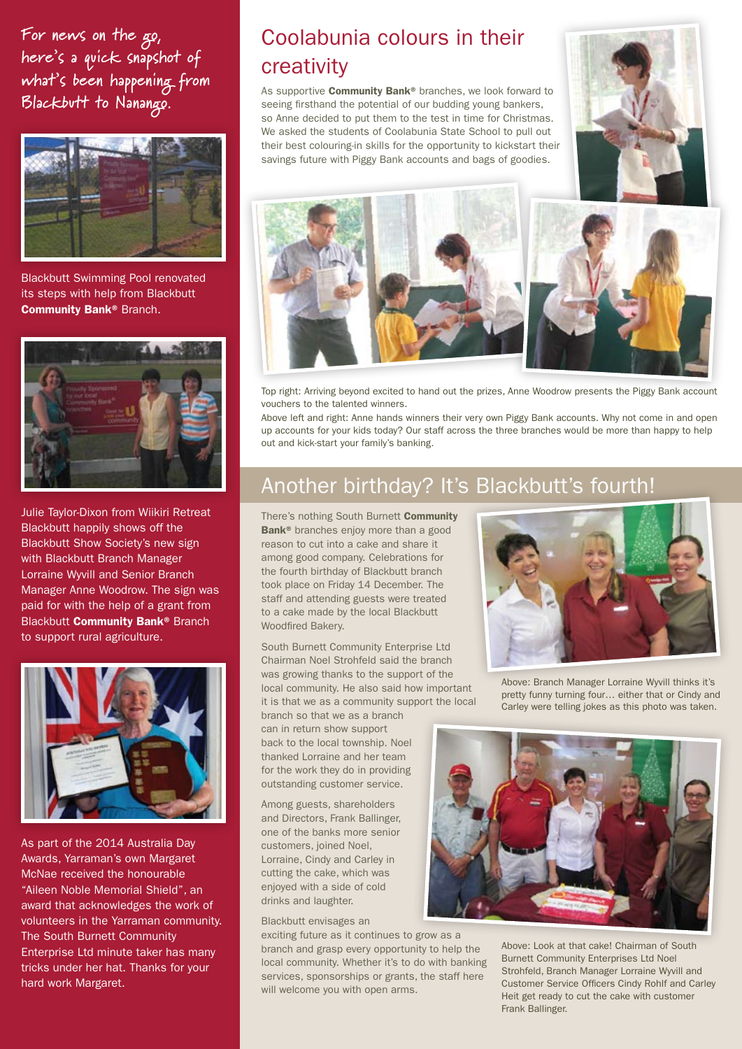For news on the go, here's a quick snapshot of what's been happening from Blackbutt to Nanango.

Blackbutt Swimming Pool renovated its steps with help from Blackbutt **Community Bank®** Branch.

Julie Taylor-Dixon from Wiikiri Retreat Blackbutt happily shows off the Blackbutt Show Society's new sign with Blackbutt Branch Manager Lorraine Wyvill and Senior Branch Manager Anne Woodrow. The sign was paid for with the help of a grant from Blackbutt **Community Bank®** Branch to support rural agriculture.

As part of the 2014 Australia Day Awards, Yarraman's own Margaret McNae received the honourable "Aileen Noble Memorial Shield", an award that acknowledges the work of volunteers in the Yarraman community. The South Burnett Community Enterprise Ltd minute taker has many tricks under her hat. Thanks for your hard work Margaret.

## Coolabunia colours in their creativity

As supportive **Community Bank®** branches, we look forward to seeing firsthand the potential of our budding young bankers, so Anne decided to put them to the test in time for Christmas. We asked the students of Coolabunia State School to pull out their best colouring-in skills for the opportunity to kickstart their savings future with Piggy Bank accounts and bags of goodies.

Top right: Arriving beyond excited to hand out the prizes, Anne Woodrow presents the Piggy Bank account vouchers to the talented winners.

Above left and right: Anne hands winners their very own Piggy Bank accounts. Why not come in and open up accounts for your kids today? Our staff across the three branches would be more than happy to help out and kick-start your family's banking.

## Another birthday? It's Blackbutt's fourth!

There's nothing South Burnett **Community Bank®** branches enjoy more than a good reason to cut into a cake and share it among good company. Celebrations for the fourth birthday of Blackbutt branch took place on Friday 14 December. The staff and attending guests were treated to a cake made by the local Blackbutt Woodfired Bakery.

South Burnett Community Enterprise Ltd Chairman Noel Strohfeld said the branch was growing thanks to the support of the local community. He also said how important it is that we as a community support the local branch so that we as a branch can in return show support back to the local township. Noel thanked Lorraine and her team for the work they do in providing outstanding customer service.

Among guests, shareholders and Directors, Frank Ballinger, one of the banks more senior customers, joined Noel, Lorraine, Cindy and Carley in cutting the cake, which was enjoyed with a side of cold drinks and laughter.

Blackbutt envisages an exciting future as it continues to grow as a branch and grasp every opportunity to help the local community. Whether it's to do with banking services, sponsorships or grants, the staff here will welcome you with open arms.

Above: Branch Manager Lorraine Wyvill thinks it's pretty funny turning four… either that or Cindy and Carley were telling jokes as this photo was taken.

Above: Look at that cake! Chairman of South Burnett Community Enterprises Ltd Noel Strohfeld, Branch Manager Lorraine Wyvill and Customer Service Officers Cindy Rohlf and Carley Heit get ready to cut the cake with customer Frank Ballinger.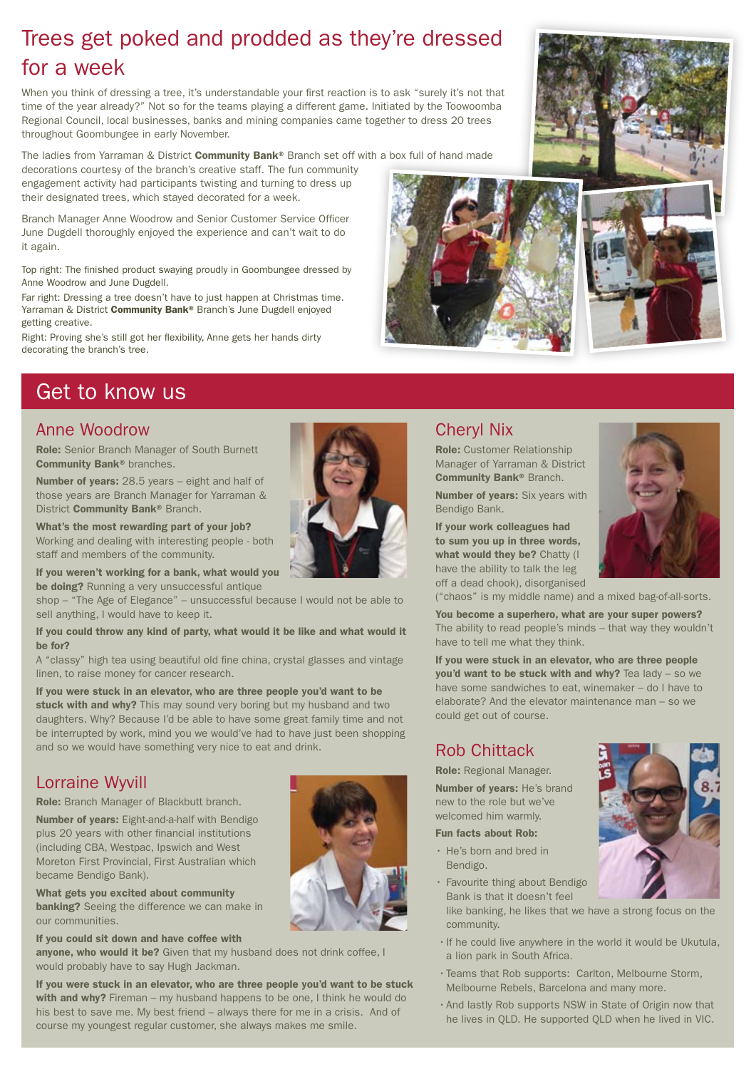# Trees get poked and prodded as they're dressed for a week

When you think of dressing a tree, it's understandable your first reaction is to ask "surely it's not that time of the year already?" Not so for the teams playing a different game. Initiated by the Toowoomba Regional Council, local businesses, banks and mining companies came together to dress 20 trees throughout Goombungee in early November.

The ladies from Yarraman & District **Community Bank®** Branch set off with a box full of hand made decorations courtesy of the branch's creative staff. The fun community engagement activity had participants twisting and turning to dress up their designated trees, which stayed decorated for a week.

Branch Manager Anne Woodrow and Senior Customer Service Officer June Dugdell thoroughly enjoyed the experience and can't wait to do it again.

Top right: The finished product swaying proudly in Goombungee dressed by Anne Woodrow and June Dugdell.

Far right: Dressing a tree doesn't have to just happen at Christmas time. Yarraman & District **Community Bank®** Branch's June Dugdell enjoyed getting creative.

Right: Proving she's still got her flexibility, Anne gets her hands dirty decorating the branch's tree.

## Get to know us

### Anne Woodrow

**Role:** Senior Branch Manager of South Burnett **Community Bank®** branches.

**Number of years:** 28.5 years – eight and half of those years are Branch Manager for Yarraman & District **Community Bank®** Branch.

**What's the most rewarding part of your job?** Working and dealing with interesting people - both staff and members of the community.

**If you weren't working for a bank, what would you be doing?** Running a very unsuccessful antique shop – "The Age of Elegance" – unsuccessful because I would not be able to sell anything, I would have to keep it.

**If you could throw any kind of party, what would it be like and what would it be for?**

A "classy" high tea using beautiful old fine china, crystal glasses and vintage linen, to raise money for cancer research.

**If you were stuck in an elevator, who are three people you'd want to be stuck with and why?** This may sound very boring but my husband and two daughters. Why? Because I'd be able to have some great family time and not be interrupted by work, mind you we would've had to have just been shopping and so we would have something very nice to eat and drink.

### Lorraine Wyvill

**Role:** Branch Manager of Blackbutt branch.

**Number of years:** Eight-and-a-half with Bendigo plus 20 years with other financial institutions (including CBA, Westpac, Ipswich and West Moreton First Provincial, First Australian which became Bendigo Bank).

**What gets you excited about community banking?** Seeing the difference we can make in our communities.

**If you could sit down and have coffee with anyone, who would it be?** Given that my husband does not drink coffee, I would probably have to say Hugh Jackman.

**If you were stuck in an elevator, who are three people you'd want to be stuck with and why?** Fireman – my husband happens to be one, I think he would do his best to save me. My best friend – always there for me in a crisis. And of course my youngest regular customer, she always makes me smile.

### Cheryl Nix

**Role:** Customer Relationship Manager of Yarraman & District **Community Bank®** Branch.

**Number of years:** Six years with Bendigo Bank.

**If your work colleagues had to sum you up in three words, what would they be?** Chatty (I have the ability to talk the leg off a dead chook), disorganised ("chaos" is my middle name) and a mixed bag-of-all-sorts.

**You become a superhero, what are your super powers?** The ability to read people's minds – that way they wouldn't have to tell me what they think.

**If you were stuck in an elevator, who are three people you'd want to be stuck with and why?** Tea lady – so we have some sandwiches to eat, winemaker – do I have to elaborate? And the elevator maintenance man – so we could get out of course.

### Rob Chittack

**Role:** Regional Manager.

**Number of years:** He's brand new to the role but we've welcomed him warmly.

**Fun facts about Rob:**

- He's born and bred in Bendigo.
- Favourite thing about Bendigo Bank is that it doesn't feel like banking, he likes that we have a strong focus on the community.
- If he could live anywhere in the world it would be Ukutula, a lion park in South Africa.
- Teams that Rob supports: Carlton, Melbourne Storm, Melbourne Rebels, Barcelona and many more.
- And lastly Rob supports NSW in State of Origin now that he lives in QLD. He supported QLD when he lived in VIC.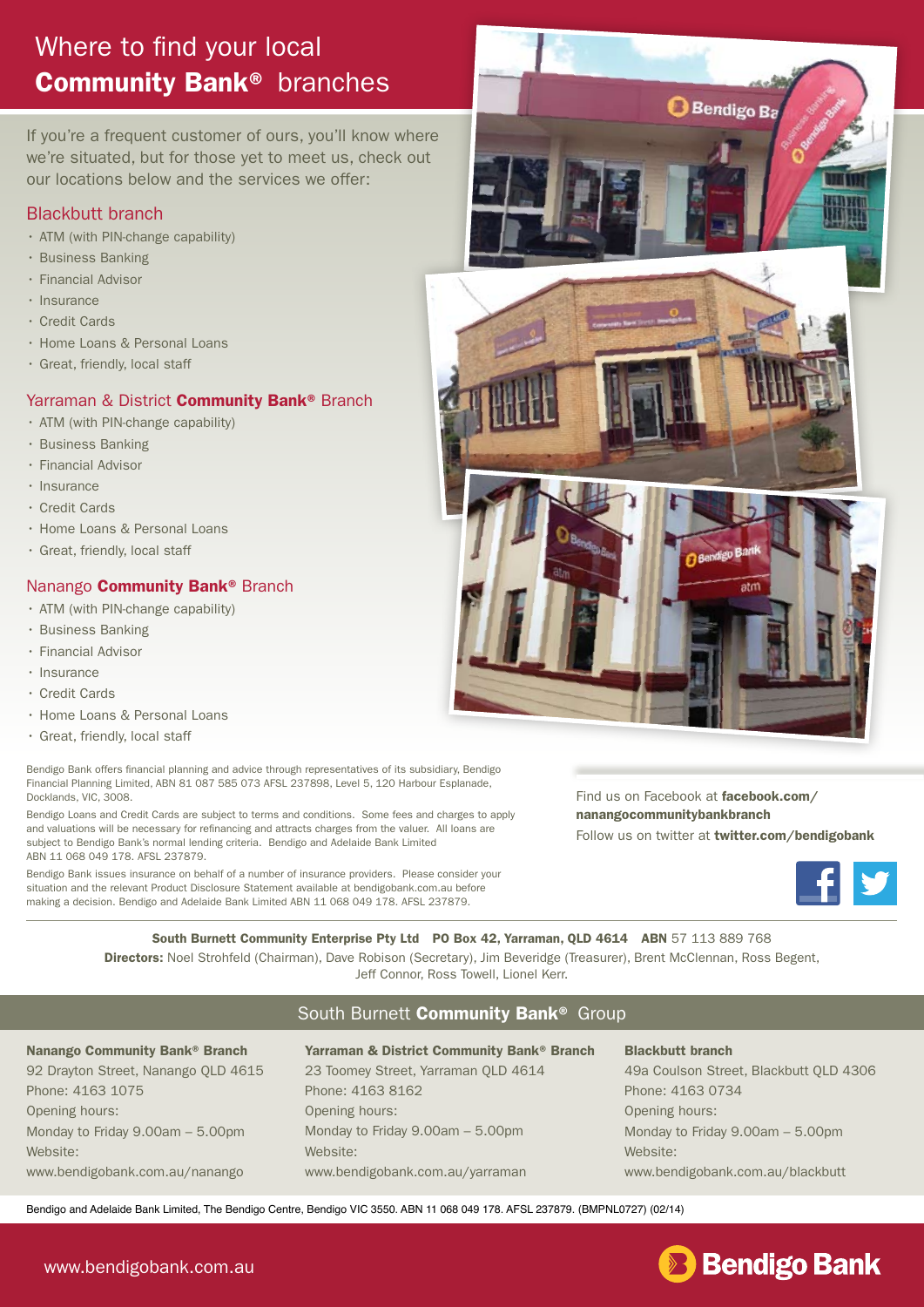# Where to find your local **Community Bank®** branches

If you're a frequent customer of ours, you'll know where we're situated, but for those yet to meet us, check out our locations below and the services we offer:

## Blackbutt branch

- ATM (with PIN-change capability)
- Business Banking
- Financial Advisor
- Insurance
- Credit Cards
- Home Loans & Personal Loans
- Great, friendly, local staff

## Yarraman & District **Community Bank®** Branch

- ATM (with PIN-change capability)
- Business Banking
- Financial Advisor
- Insurance
- Credit Cards
- Home Loans & Personal Loans
- Great, friendly, local staff

## Nanango **Community Bank®** Branch

- ATM (with PIN-change capability)
- Business Banking
- Financial Advisor
- Insurance
- Credit Cards
- Home Loans & Personal Loans
- Great, friendly, local staff

Bendigo Bank offers financial planning and advice through representatives of its subsidiary, Bendigo Financial Planning Limited, ABN 81 087 585 073 AFSL 237898, Level 5, 120 Harbour Esplanade, Docklands, VIC, 3008.

Bendigo Loans and Credit Cards are subject to terms and conditions. Some fees and charges to apply and valuations will be necessary for refinancing and attracts charges from the valuer. All loans are subject to Bendigo Bank's normal lending criteria. Bendigo and Adelaide Bank Limited ABN 11 068 049 178. AFSL 237879.

Bendigo Bank issues insurance on behalf of a number of insurance providers. Please consider your situation and the relevant Product Disclosure Statement available at bendigobank.com.au before making a decision. Bendigo and Adelaide Bank Limited ABN 11 068 049 178. AFSL 237879.

Find us on Facebook at **facebook.com/nanangocommunitybankbranch**
Follow us on twitter at **twitter.com/bendigobank**

**South Burnett Community Enterprise Pty Ltd** **PO Box 42, Yarraman, QLD 4614** **ABN** 57 113 889 768
**Directors:** Noel Strohfeld (Chairman), Dave Robison (Secretary), Jim Beveridge (Treasurer), Brent McClennan, Ross Begent, Jeff Connor, Ross Towell, Lionel Kerr.

## South Burnett **Community Bank®** Group

**Nanango Community Bank® Branch**
92 Drayton Street, Nanango QLD 4615
Phone: 4163 1075
Opening hours:
Monday to Friday 9.00am – 5.00pm
Website:
www.bendigobank.com.au/nanango

**Yarraman & District Community Bank® Branch**
23 Toomey Street, Yarraman QLD 4614
Phone: 4163 8162
Opening hours:
Monday to Friday 9.00am – 5.00pm
Website:
www.bendigobank.com.au/yarraman

**Blackbutt branch**
49a Coulson Street, Blackbutt QLD 4306
Phone: 4163 0734
Opening hours:
Monday to Friday 9.00am – 5.00pm
Website:
www.bendigobank.com.au/blackbutt

Bendigo and Adelaide Bank Limited, The Bendigo Centre, Bendigo VIC 3550. ABN 11 068 049 178. AFSL 237879. (BMPNL0727) (02/14)

www.bendigobank.com.au

Bendigo Bank